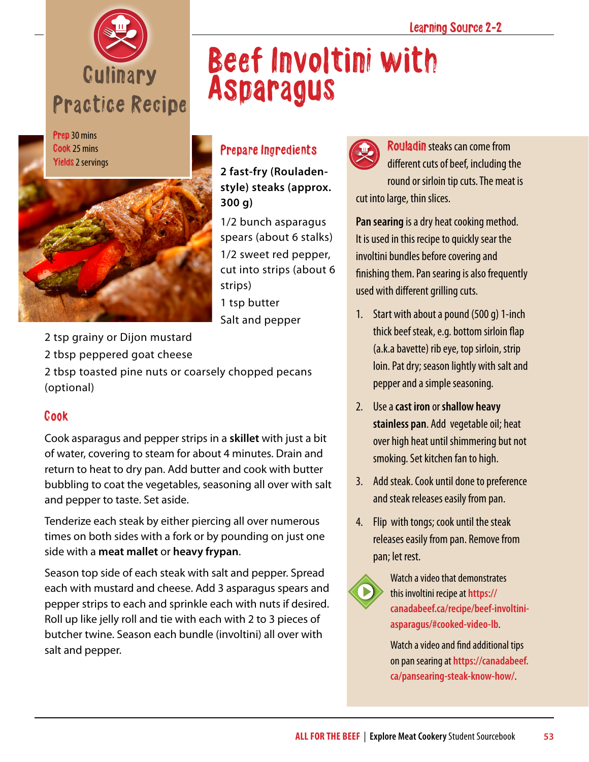Learning Source 2-2

Culinary Practice Recipe

# Beef Involtini with Asparagus

**Prep** 30 mins
**Cook** 25 mins
**Yields** 2 servings

## Prepare Ingredients

**2 fast-fry (Rouladen-style) steaks (approx. 300 g)**

1/2 bunch asparagus spears (about 6 stalks)

1/2 sweet red pepper, cut into strips (about 6 strips)

1 tsp butter

Salt and pepper

2 tsp grainy or Dijon mustard

2 tbsp peppered goat cheese

2 tbsp toasted pine nuts or coarsely chopped pecans (optional)

## Cook

Cook asparagus and pepper strips in a **skillet** with just a bit of water, covering to steam for about 4 minutes. Drain and return to heat to dry pan. Add butter and cook with butter bubbling to coat the vegetables, seasoning all over with salt and pepper to taste. Set aside.

Tenderize each steak by either piercing all over numerous times on both sides with a fork or by pounding on just one side with a **meat mallet** or **heavy frypan**.

Season top side of each steak with salt and pepper. Spread each with mustard and cheese. Add 3 asparagus spears and pepper strips to each and sprinkle each with nuts if desired. Roll up like jelly roll and tie with each with 2 to 3 pieces of butcher twine. Season each bundle (involtini) all over with salt and pepper.

**Rouladin** steaks can come from different cuts of beef, including the round or sirloin tip cuts. The meat is cut into large, thin slices.

**Pan searing** is a dry heat cooking method. It is used in this recipe to quickly sear the involtini bundles before covering and finishing them. Pan searing is also frequently used with different grilling cuts.

1. Start with about a pound (500 g) 1-inch thick beef steak, e.g. bottom sirloin flap (a.k.a bavette) rib eye, top sirloin, strip loin. Pat dry; season lightly with salt and pepper and a simple seasoning.
2. Use a **cast iron** or **shallow heavy stainless pan**. Add vegetable oil; heat over high heat until shimmering but not smoking. Set kitchen fan to high.
3. Add steak. Cook until done to preference and steak releases easily from pan.
4. Flip with tongs; cook until the steak releases easily from pan. Remove from pan; let rest.

Watch a video that demonstrates this involtini recipe at **https://canadabeef.ca/recipe/beef-involtini-asparagus/#cooked-video-lb**.

Watch a video and find additional tips on pan searing at **https://canadabeef.ca/pansearing-steak-know-how/**.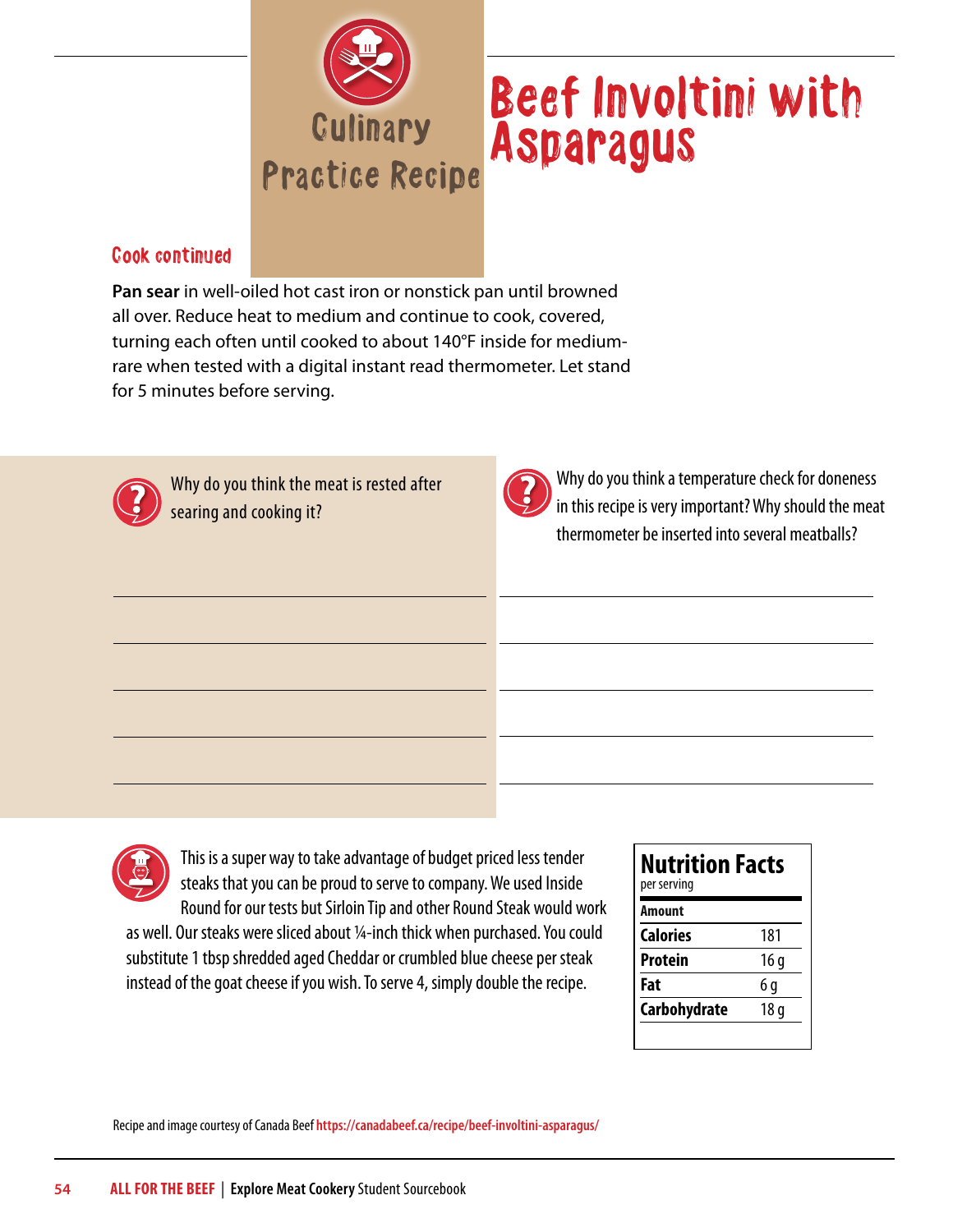Culinary Practice Recipe

# Beef Involtini with Asparagus

### Cook continued

**Pan sear** in well-oiled hot cast iron or nonstick pan until browned all over. Reduce heat to medium and continue to cook, covered, turning each often until cooked to about 140°F inside for medium-rare when tested with a digital instant read thermometer. Let stand for 5 minutes before serving.

Why do you think the meat is rested after searing and cooking it?

Why do you think a temperature check for doneness in this recipe is very important? Why should the meat thermometer be inserted into several meatballs?

This is a super way to take advantage of budget priced less tender steaks that you can be proud to serve to company. We used Inside Round for our tests but Sirloin Tip and other Round Steak would work as well. Our steaks were sliced about ¼-inch thick when purchased. You could substitute 1 tbsp shredded aged Cheddar or crumbled blue cheese per steak instead of the goat cheese if you wish. To serve 4, simply double the recipe.

**Nutrition Facts**
per serving

| Amount | |
|---|---|
| **Calories** | 181 |
| **Protein** | 16 g |
| **Fat** | 6 g |
| **Carbohydrate** | 18 g |

Recipe and image courtesy of Canada Beef https://canadabeef.ca/recipe/beef-involtini-asparagus/